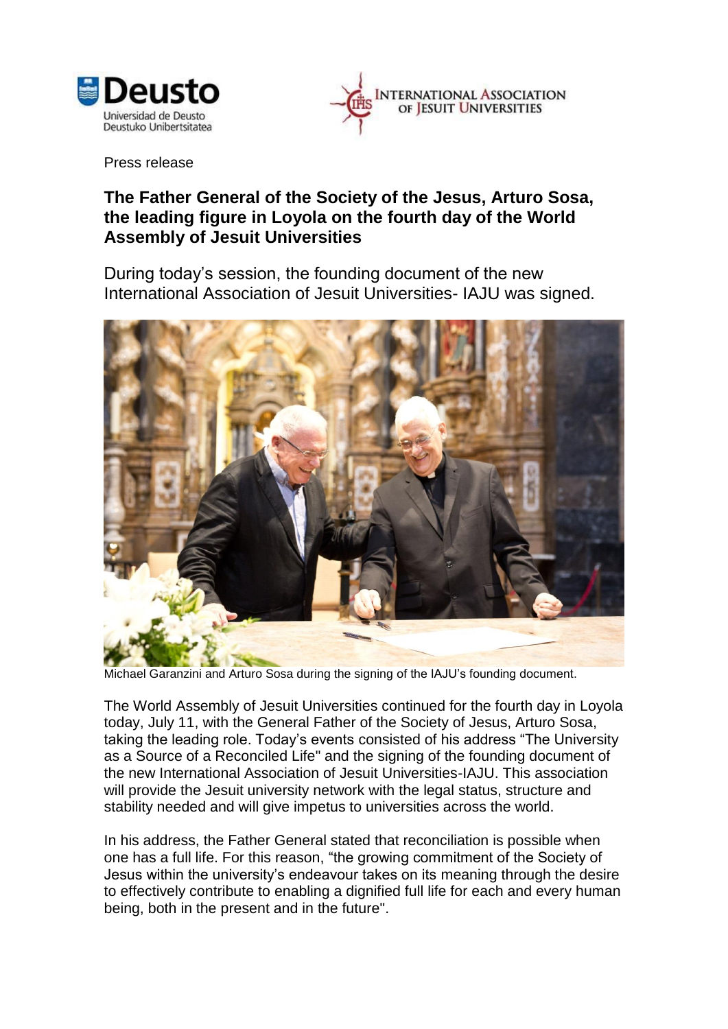Press release

## The Father General of the Society of the Jesus, Arturo Sosa, the leading figure in Loyola on the fourth day of the World Assembly of Jesuit Universities

During today's session, the founding document of the new International Association of Jesuit Universities- IAJU was signed.

Michael Garanzini and Arturo Sosa during the signing of the IAJU's founding document.

The World Assembly of Jesuit Universities continued for the fourth day in Loyola today, July 11, with the General Father of the Society of Jesus, Arturo Sosa, taking the leading role. Today's events consisted of his address "The University as a Source of a Reconciled Life" and the signing of the founding document of the new International Association of Jesuit Universities-IAJU. This association will provide the Jesuit university network with the legal status, structure and stability needed and will give impetus to universities across the world.

In his address, the Father General stated that reconciliation is possible when one has a full life. For this reason, "the growing commitment of the Society of Jesus within the university's endeavour takes on its meaning through the desire to effectively contribute to enabling a dignified full life for each and every human being, both in the present and in the future".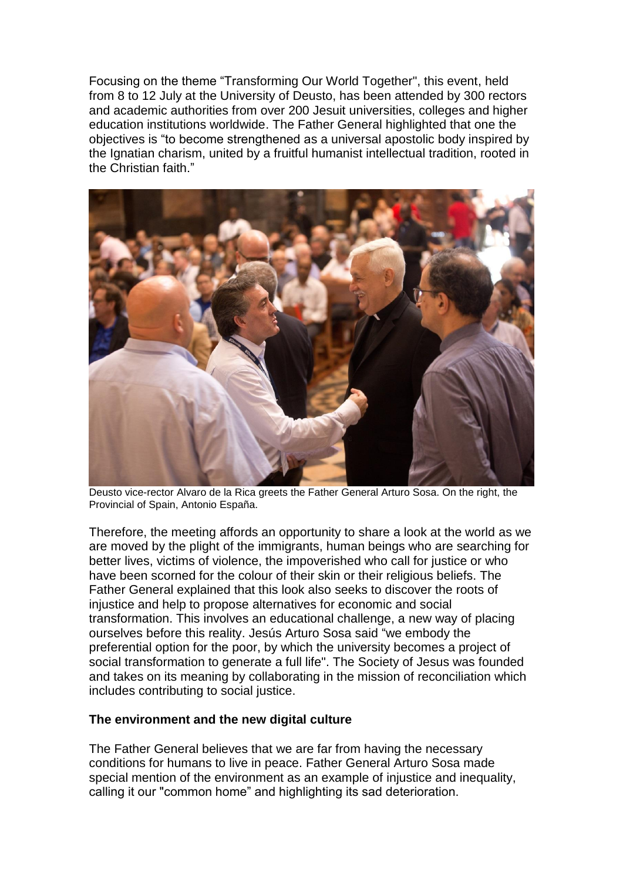Focusing on the theme "Transforming Our World Together", this event, held from 8 to 12 July at the University of Deusto, has been attended by 300 rectors and academic authorities from over 200 Jesuit universities, colleges and higher education institutions worldwide. The Father General highlighted that one the objectives is "to become strengthened as a universal apostolic body inspired by the Ignatian charism, united by a fruitful humanist intellectual tradition, rooted in the Christian faith."

Deusto vice-rector Alvaro de la Rica greets the Father General Arturo Sosa. On the right, the Provincial of Spain, Antonio España.

Therefore, the meeting affords an opportunity to share a look at the world as we are moved by the plight of the immigrants, human beings who are searching for better lives, victims of violence, the impoverished who call for justice or who have been scorned for the colour of their skin or their religious beliefs. The Father General explained that this look also seeks to discover the roots of injustice and help to propose alternatives for economic and social transformation. This involves an educational challenge, a new way of placing ourselves before this reality. Jesús Arturo Sosa said "we embody the preferential option for the poor, by which the university becomes a project of social transformation to generate a full life". The Society of Jesus was founded and takes on its meaning by collaborating in the mission of reconciliation which includes contributing to social justice.

**The environment and the new digital culture**

The Father General believes that we are far from having the necessary conditions for humans to live in peace. Father General Arturo Sosa made special mention of the environment as an example of injustice and inequality, calling it our "common home" and highlighting its sad deterioration.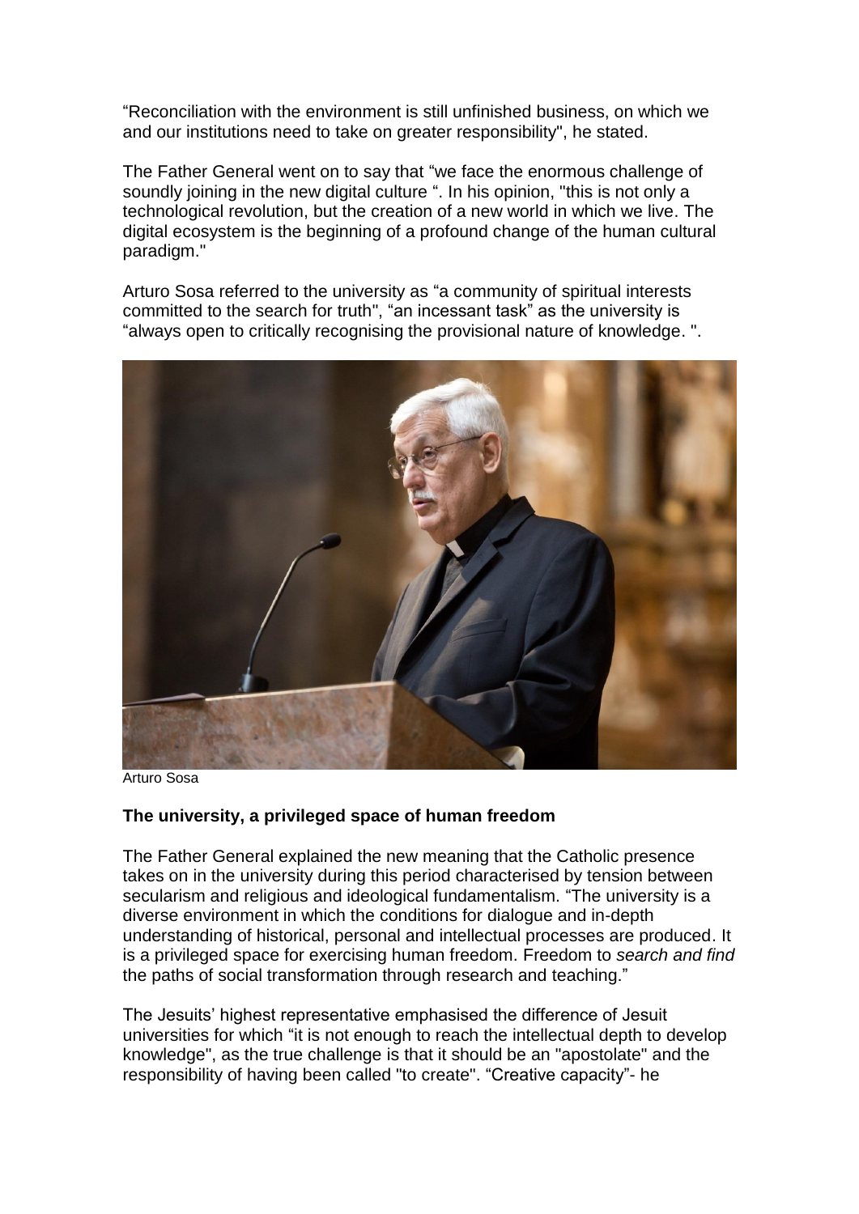“Reconciliation with the environment is still unfinished business, on which we and our institutions need to take on greater responsibility", he stated.

The Father General went on to say that “we face the enormous challenge of soundly joining in the new digital culture “. In his opinion, "this is not only a technological revolution, but the creation of a new world in which we live. The digital ecosystem is the beginning of a profound change of the human cultural paradigm."

Arturo Sosa referred to the university as “a community of spiritual interests committed to the search for truth", “an incessant task” as the university is “always open to critically recognising the provisional nature of knowledge. ".

Arturo Sosa

### The university, a privileged space of human freedom

The Father General explained the new meaning that the Catholic presence takes on in the university during this period characterised by tension between secularism and religious and ideological fundamentalism. “The university is a diverse environment in which the conditions for dialogue and in-depth understanding of historical, personal and intellectual processes are produced. It is a privileged space for exercising human freedom. Freedom to *search and find* the paths of social transformation through research and teaching.”

The Jesuits’ highest representative emphasised the difference of Jesuit universities for which “it is not enough to reach the intellectual depth to develop knowledge", as the true challenge is that it should be an "apostolate" and the responsibility of having been called "to create". “Creative capacity”- he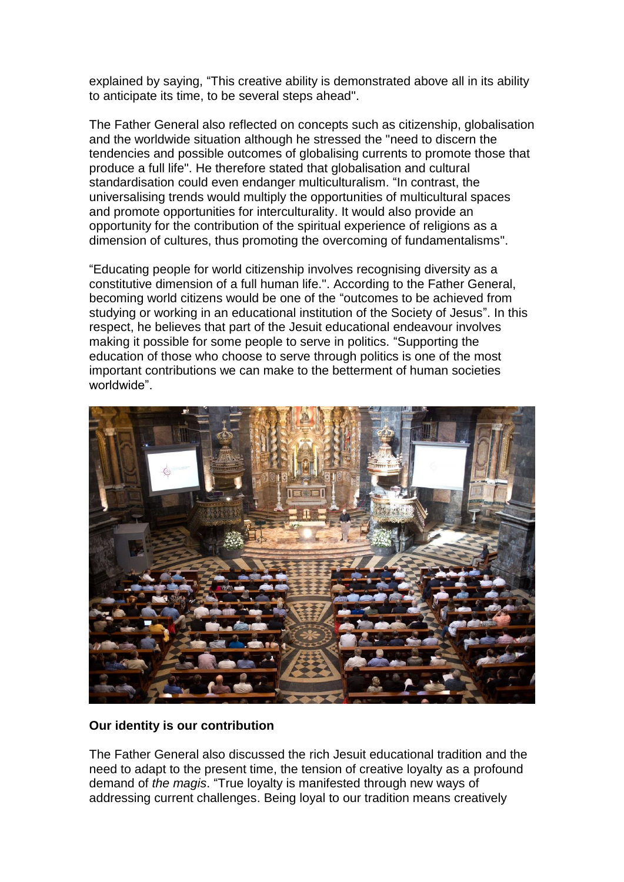explained by saying, “This creative ability is demonstrated above all in its ability to anticipate its time, to be several steps ahead".

The Father General also reflected on concepts such as citizenship, globalisation and the worldwide situation although he stressed the "need to discern the tendencies and possible outcomes of globalising currents to promote those that produce a full life". He therefore stated that globalisation and cultural standardisation could even endanger multiculturalism. “In contrast, the universalising trends would multiply the opportunities of multicultural spaces and promote opportunities for interculturality. It would also provide an opportunity for the contribution of the spiritual experience of religions as a dimension of cultures, thus promoting the overcoming of fundamentalisms".

“Educating people for world citizenship involves recognising diversity as a constitutive dimension of a full human life.". According to the Father General, becoming world citizens would be one of the “outcomes to be achieved from studying or working in an educational institution of the Society of Jesus”. In this respect, he believes that part of the Jesuit educational endeavour involves making it possible for some people to serve in politics. “Supporting the education of those who choose to serve through politics is one of the most important contributions we can make to the betterment of human societies worldwide”.

**Our identity is our contribution**

The Father General also discussed the rich Jesuit educational tradition and the need to adapt to the present time, the tension of creative loyalty as a profound demand of *the magis*. “True loyalty is manifested through new ways of addressing current challenges. Being loyal to our tradition means creatively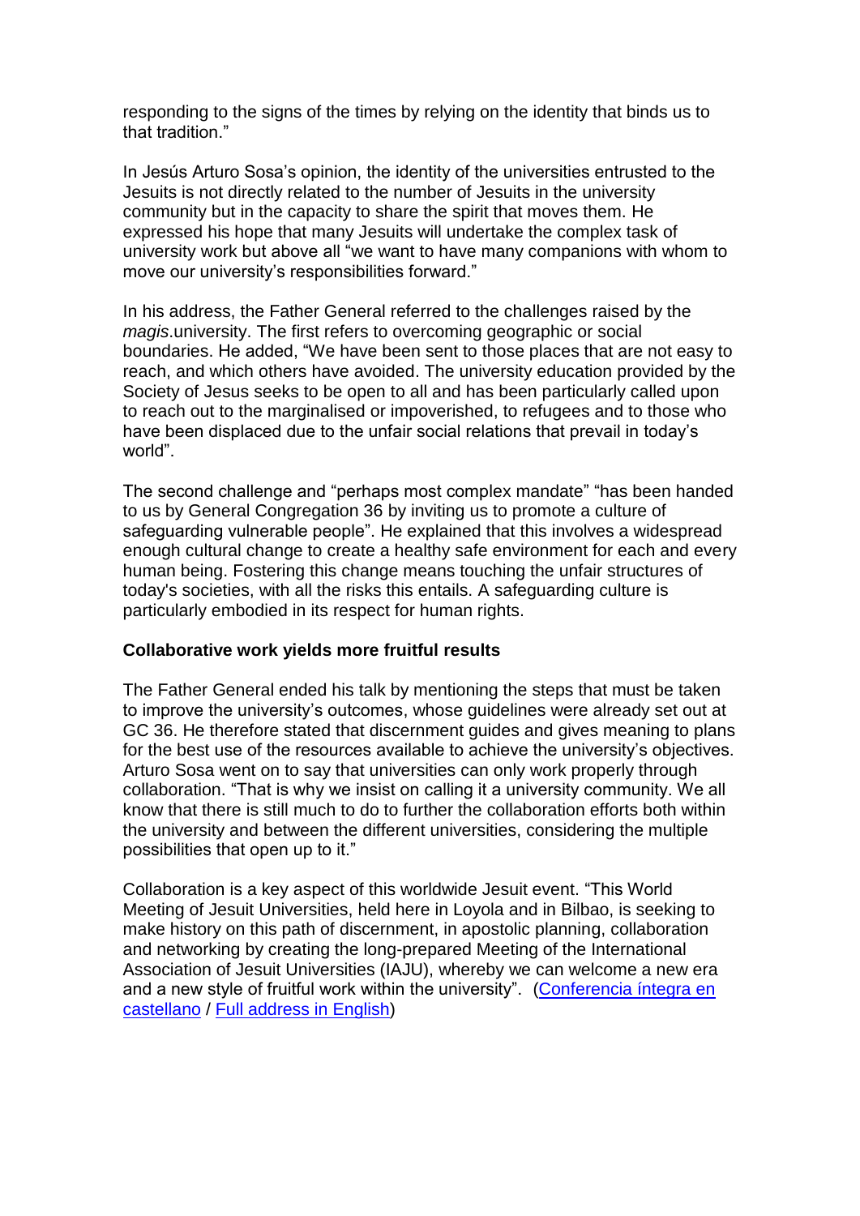responding to the signs of the times by relying on the identity that binds us to that tradition."

In Jesús Arturo Sosa's opinion, the identity of the universities entrusted to the Jesuits is not directly related to the number of Jesuits in the university community but in the capacity to share the spirit that moves them. He expressed his hope that many Jesuits will undertake the complex task of university work but above all "we want to have many companions with whom to move our university's responsibilities forward."

In his address, the Father General referred to the challenges raised by the *magis*.university. The first refers to overcoming geographic or social boundaries. He added, "We have been sent to those places that are not easy to reach, and which others have avoided. The university education provided by the Society of Jesus seeks to be open to all and has been particularly called upon to reach out to the marginalised or impoverished, to refugees and to those who have been displaced due to the unfair social relations that prevail in today's world".

The second challenge and "perhaps most complex mandate" "has been handed to us by General Congregation 36 by inviting us to promote a culture of safeguarding vulnerable people". He explained that this involves a widespread enough cultural change to create a healthy safe environment for each and every human being. Fostering this change means touching the unfair structures of today's societies, with all the risks this entails. A safeguarding culture is particularly embodied in its respect for human rights.

**Collaborative work yields more fruitful results**

The Father General ended his talk by mentioning the steps that must be taken to improve the university's outcomes, whose guidelines were already set out at GC 36. He therefore stated that discernment guides and gives meaning to plans for the best use of the resources available to achieve the university's objectives. Arturo Sosa went on to say that universities can only work properly through collaboration. "That is why we insist on calling it a university community. We all know that there is still much to do to further the collaboration efforts both within the university and between the different universities, considering the multiple possibilities that open up to it."

Collaboration is a key aspect of this worldwide Jesuit event. "This World Meeting of Jesuit Universities, held here in Loyola and in Bilbao, is seeking to make history on this path of discernment, in apostolic planning, collaboration and networking by creating the long-prepared Meeting of the International Association of Jesuit Universities (IAJU), whereby we can welcome a new era and a new style of fruitful work within the university". (Conferencia íntegra en castellano / Full address in English)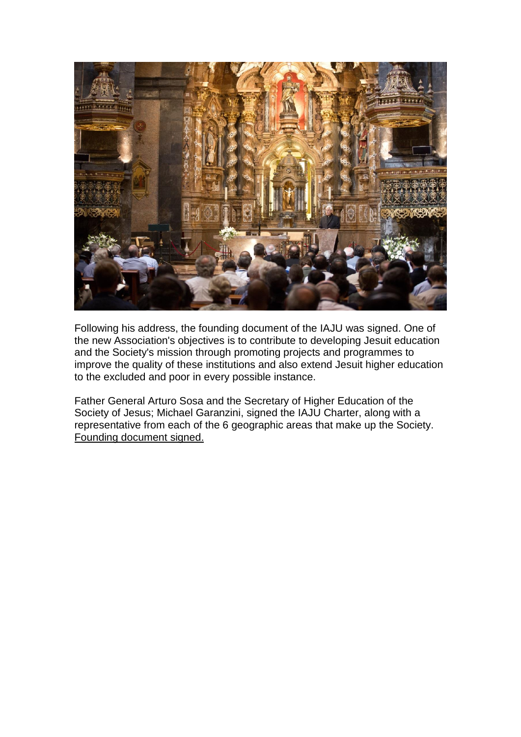Following his address, the founding document of the IAJU was signed. One of the new Association's objectives is to contribute to developing Jesuit education and the Society's mission through promoting projects and programmes to improve the quality of these institutions and also extend Jesuit higher education to the excluded and poor in every possible instance.

Father General Arturo Sosa and the Secretary of Higher Education of the Society of Jesus; Michael Garanzini, signed the IAJU Charter, along with a representative from each of the 6 geographic areas that make up the Society. Founding document signed.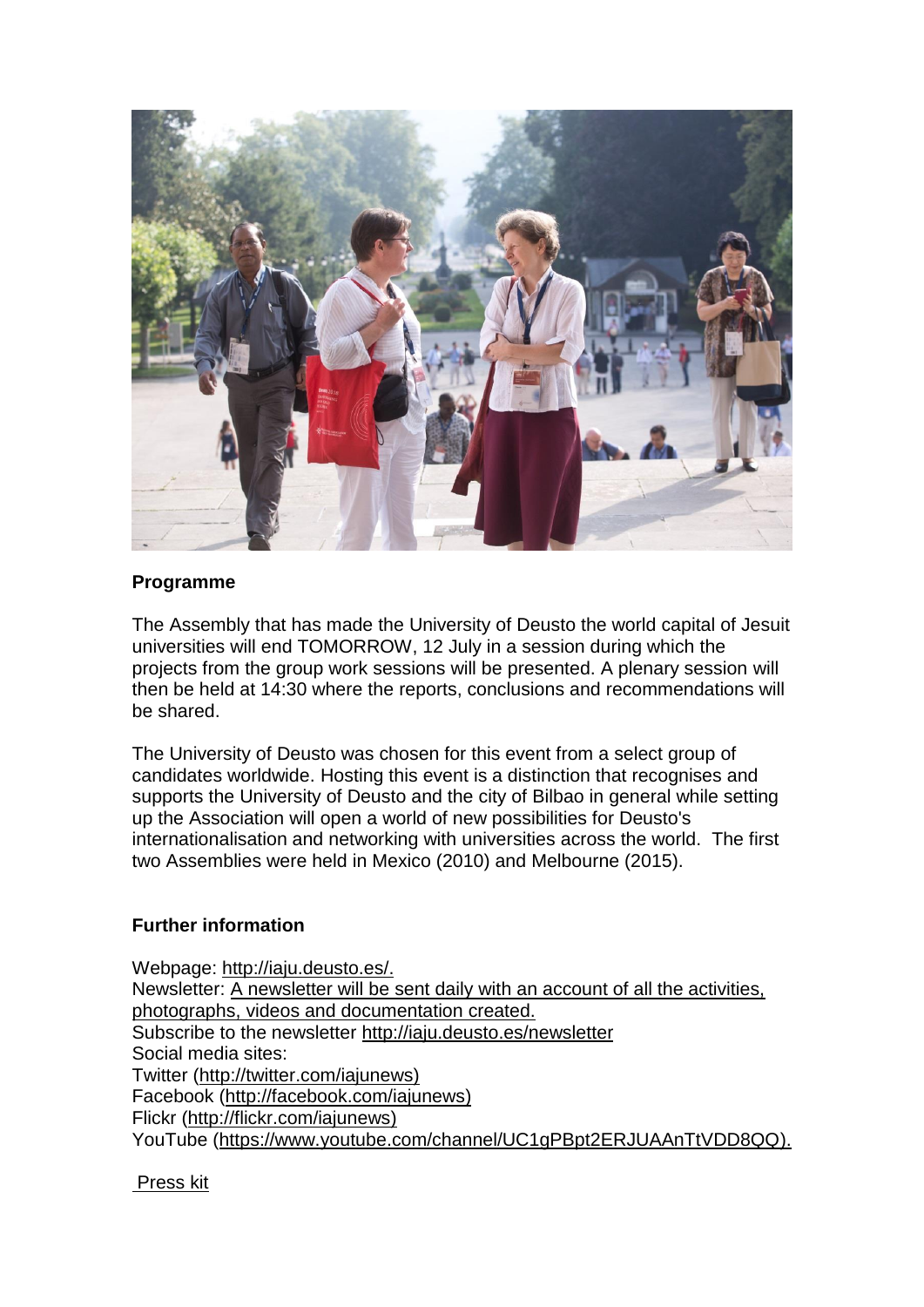**Programme**

The Assembly that has made the University of Deusto the world capital of Jesuit universities will end TOMORROW, 12 July in a session during which the projects from the group work sessions will be presented. A plenary session will then be held at 14:30 where the reports, conclusions and recommendations will be shared.

The University of Deusto was chosen for this event from a select group of candidates worldwide. Hosting this event is a distinction that recognises and supports the University of Deusto and the city of Bilbao in general while setting up the Association will open a world of new possibilities for Deusto's internationalisation and networking with universities across the world. The first two Assemblies were held in Mexico (2010) and Melbourne (2015).

**Further information**

Webpage: http://iaju.deusto.es/.
Newsletter: A newsletter will be sent daily with an account of all the activities, photographs, videos and documentation created.
Subscribe to the newsletter http://iaju.deusto.es/newsletter
Social media sites:
Twitter (http://twitter.com/iajunews)
Facebook (http://facebook.com/iajunews)
Flickr (http://flickr.com/iajunews)
YouTube (https://www.youtube.com/channel/UC1gPBpt2ERJUAAnTtVDD8QQ).

Press kit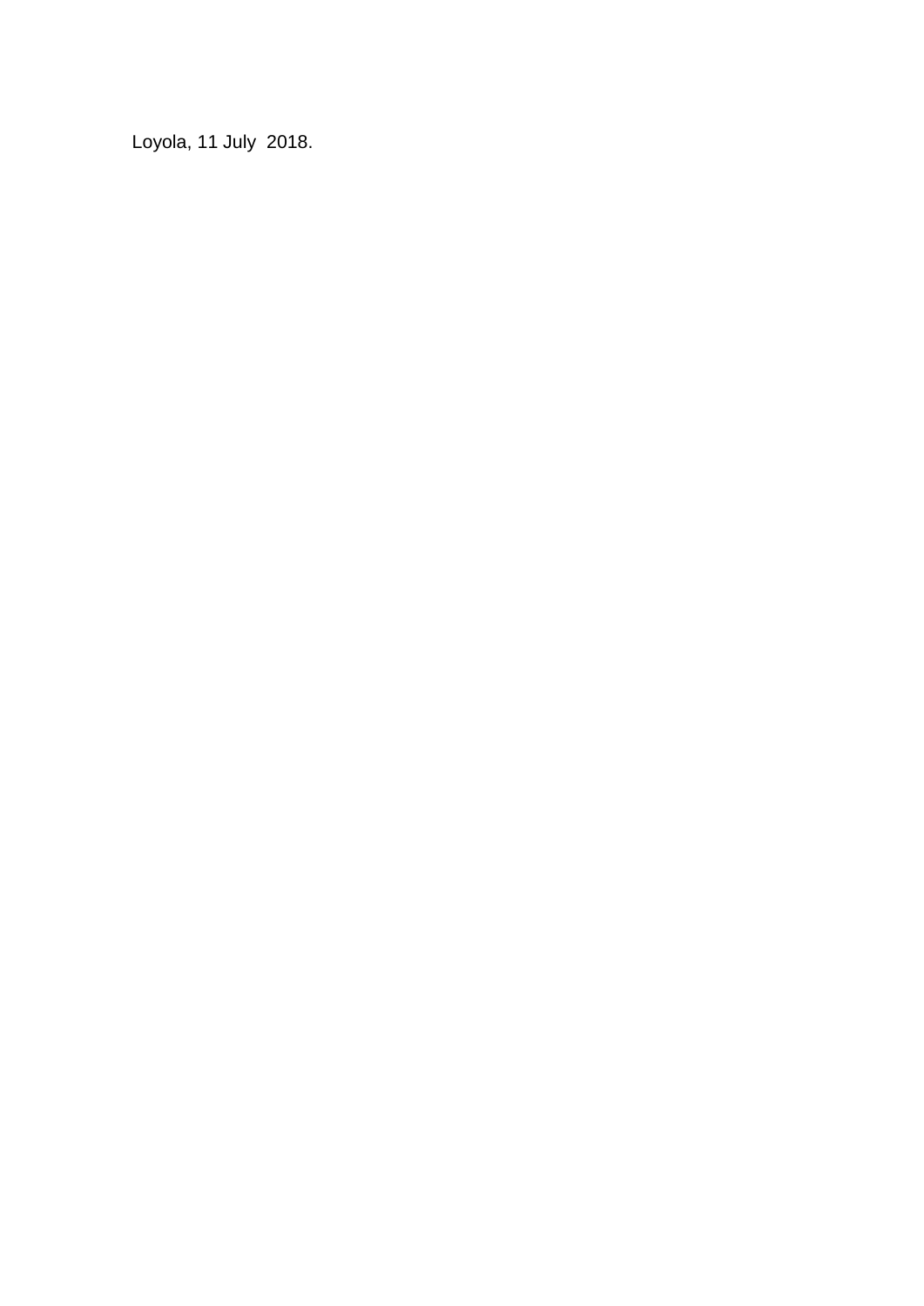Loyola, 11 July 2018.